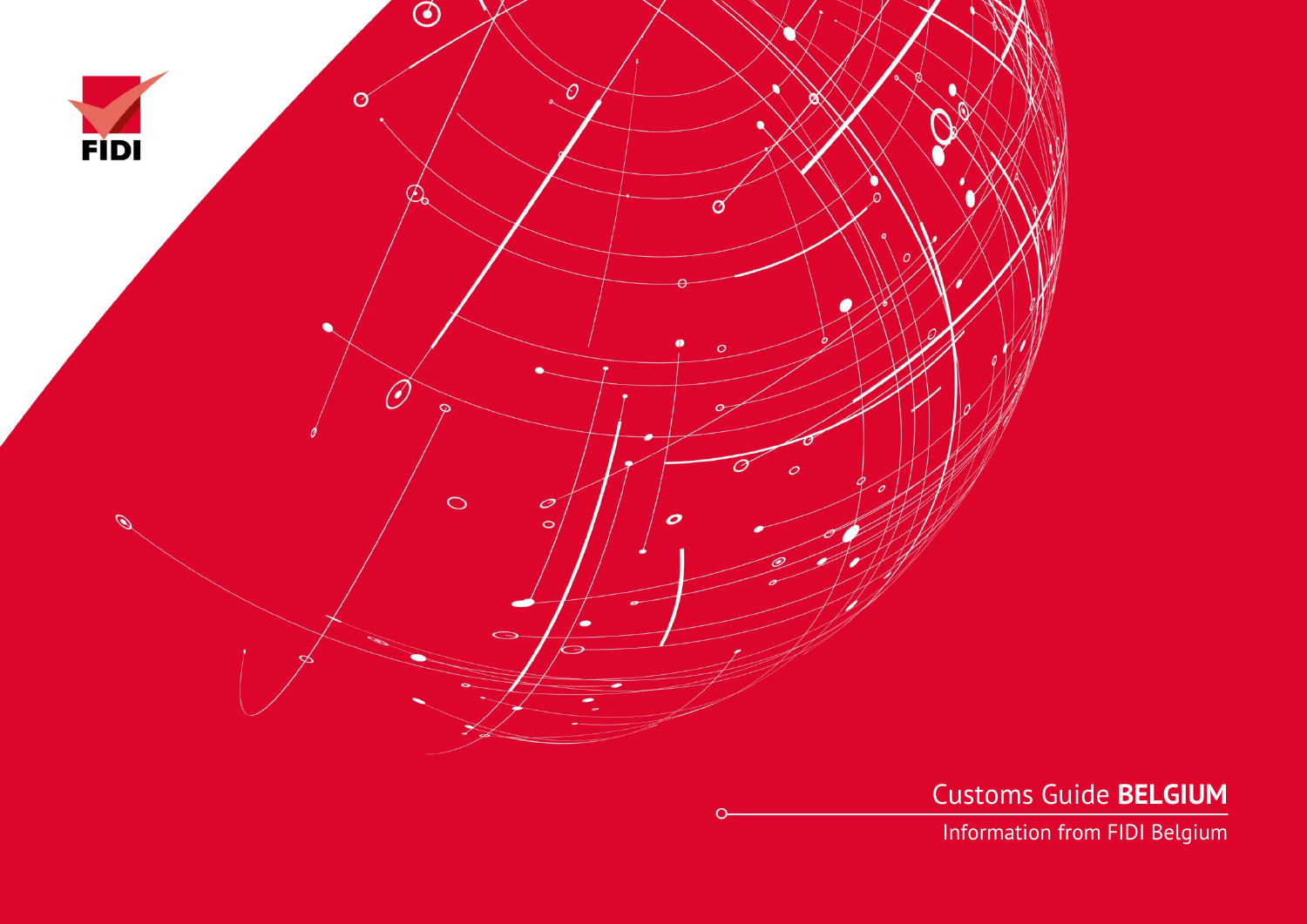FIDI

# Customs Guide **BELGIUM**

Information from FIDI Belgium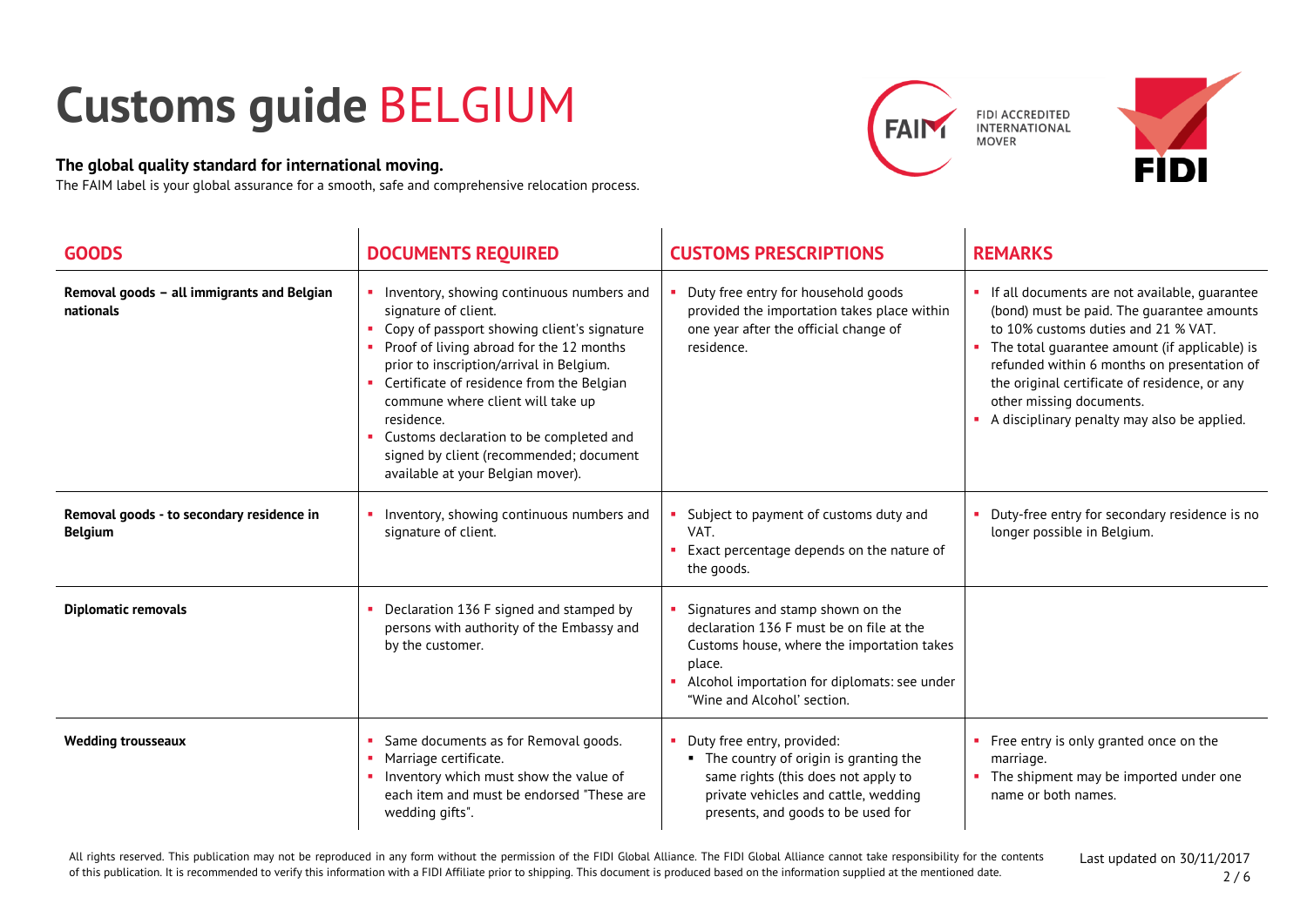# Customs guide BELGIUM

**The global quality standard for international moving.**

The FAIM label is your global assurance for a smooth, safe and comprehensive relocation process.

FAIM FIDI ACCREDITED INTERNATIONAL MOVER

FIDI

| GOODS | DOCUMENTS REQUIRED | CUSTOMS PRESCRIPTIONS | REMARKS |
|---|---|---|---|
| **Removal goods – all immigrants and Belgian nationals** | ▪ Inventory, showing continuous numbers and signature of client.<br>▪ Copy of passport showing client's signature<br>▪ Proof of living abroad for the 12 months prior to inscription/arrival in Belgium.<br>▪ Certificate of residence from the Belgian commune where client will take up residence.<br>▪ Customs declaration to be completed and signed by client (recommended; document available at your Belgian mover). | ▪ Duty free entry for household goods provided the importation takes place within one year after the official change of residence. | ▪ If all documents are not available, guarantee (bond) must be paid. The guarantee amounts to 10% customs duties and 21 % VAT.<br>▪ The total guarantee amount (if applicable) is refunded within 6 months on presentation of the original certificate of residence, or any other missing documents.<br>▪ A disciplinary penalty may also be applied. |
| **Removal goods - to secondary residence in Belgium** | ▪ Inventory, showing continuous numbers and signature of client. | ▪ Subject to payment of customs duty and VAT.<br>▪ Exact percentage depends on the nature of the goods. | ▪ Duty-free entry for secondary residence is no longer possible in Belgium. |
| **Diplomatic removals** | ▪ Declaration 136 F signed and stamped by persons with authority of the Embassy and by the customer. | ▪ Signatures and stamp shown on the declaration 136 F must be on file at the Customs house, where the importation takes place.<br>▪ Alcohol importation for diplomats: see under "Wine and Alcohol' section. | |
| **Wedding trousseaux** | ▪ Same documents as for Removal goods.<br>▪ Marriage certificate.<br>▪ Inventory which must show the value of each item and must be endorsed "These are wedding gifts". | ▪ Duty free entry, provided:<br>▪ The country of origin is granting the same rights (this does not apply to private vehicles and cattle, wedding presents, and goods to be used for | ▪ Free entry is only granted once on the marriage.<br>▪ The shipment may be imported under one name or both names. |

All rights reserved. This publication may not be reproduced in any form without the permission of the FIDI Global Alliance. The FIDI Global Alliance cannot take responsibility for the contents of this publication. It is recommended to verify this information with a FIDI Affiliate prior to shipping. This document is produced based on the information supplied at the mentioned date.

Last updated on 30/11/2017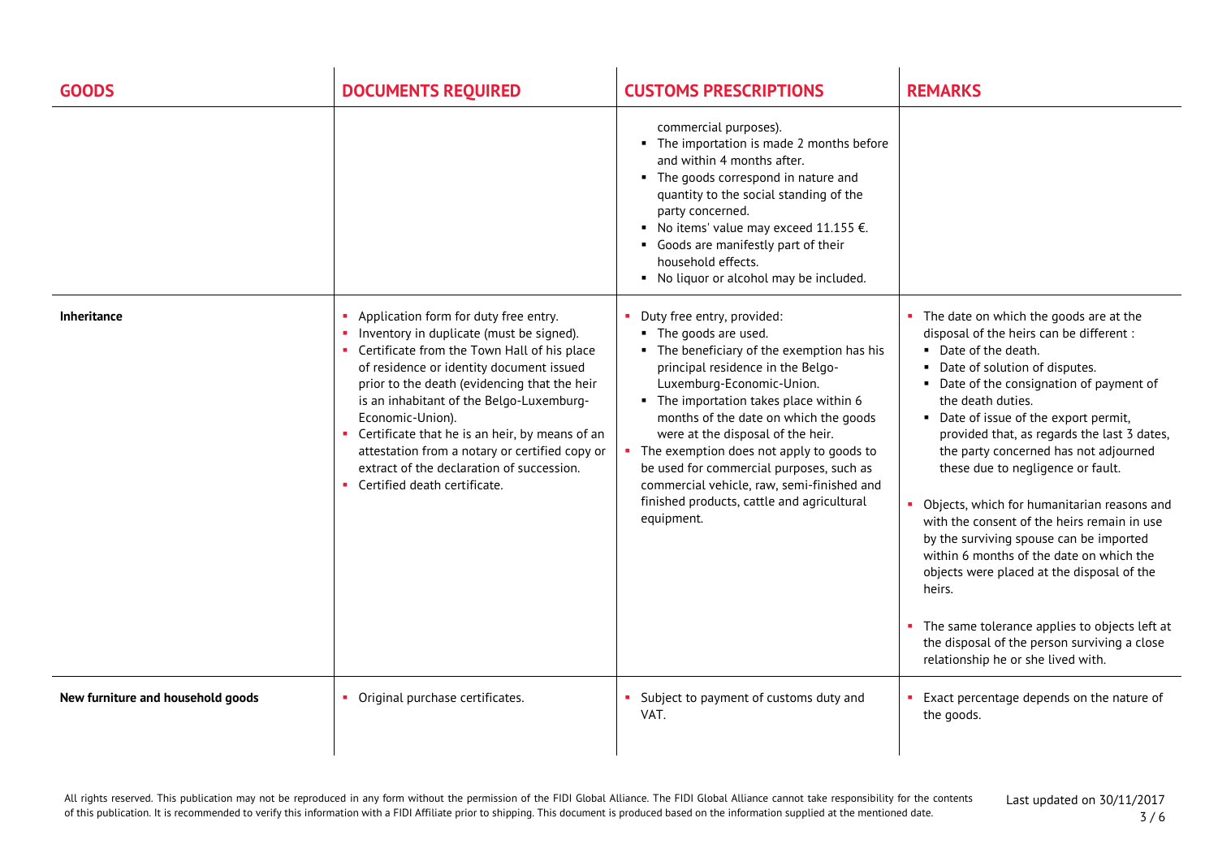| GOODS | DOCUMENTS REQUIRED | CUSTOMS PRESCRIPTIONS | REMARKS |
|---|---|---|---|
| | | commercial purposes).<br>▪ The importation is made 2 months before and within 4 months after.<br>▪ The goods correspond in nature and quantity to the social standing of the party concerned.<br>▪ No items' value may exceed 11.155 €.<br>▪ Goods are manifestly part of their household effects.<br>▪ No liquor or alcohol may be included. | |
| **Inheritance** | ▪ Application form for duty free entry.<br>▪ Inventory in duplicate (must be signed).<br>▪ Certificate from the Town Hall of his place of residence or identity document issued prior to the death (evidencing that the heir is an inhabitant of the Belgo-Luxemburg-Economic-Union).<br>▪ Certificate that he is an heir, by means of an attestation from a notary or certified copy or extract of the declaration of succession.<br>▪ Certified death certificate. | ▪ Duty free entry, provided:<br>▪ The goods are used.<br>▪ The beneficiary of the exemption has his principal residence in the Belgo-Luxemburg-Economic-Union.<br>▪ The importation takes place within 6 months of the date on which the goods were at the disposal of the heir.<br>▪ The exemption does not apply to goods to be used for commercial purposes, such as commercial vehicle, raw, semi-finished and finished products, cattle and agricultural equipment. | ▪ The date on which the goods are at the disposal of the heirs can be different :<br>▪ Date of the death.<br>▪ Date of solution of disputes.<br>▪ Date of the consignation of payment of the death duties.<br>▪ Date of issue of the export permit, provided that, as regards the last 3 dates, the party concerned has not adjourned these due to negligence or fault.<br>▪ Objects, which for humanitarian reasons and with the consent of the heirs remain in use by the surviving spouse can be imported within 6 months of the date on which the objects were placed at the disposal of the heirs.<br>▪ The same tolerance applies to objects left at the disposal of the person surviving a close relationship he or she lived with. |
| **New furniture and household goods** | ▪ Original purchase certificates. | ▪ Subject to payment of customs duty and VAT. | ▪ Exact percentage depends on the nature of the goods. |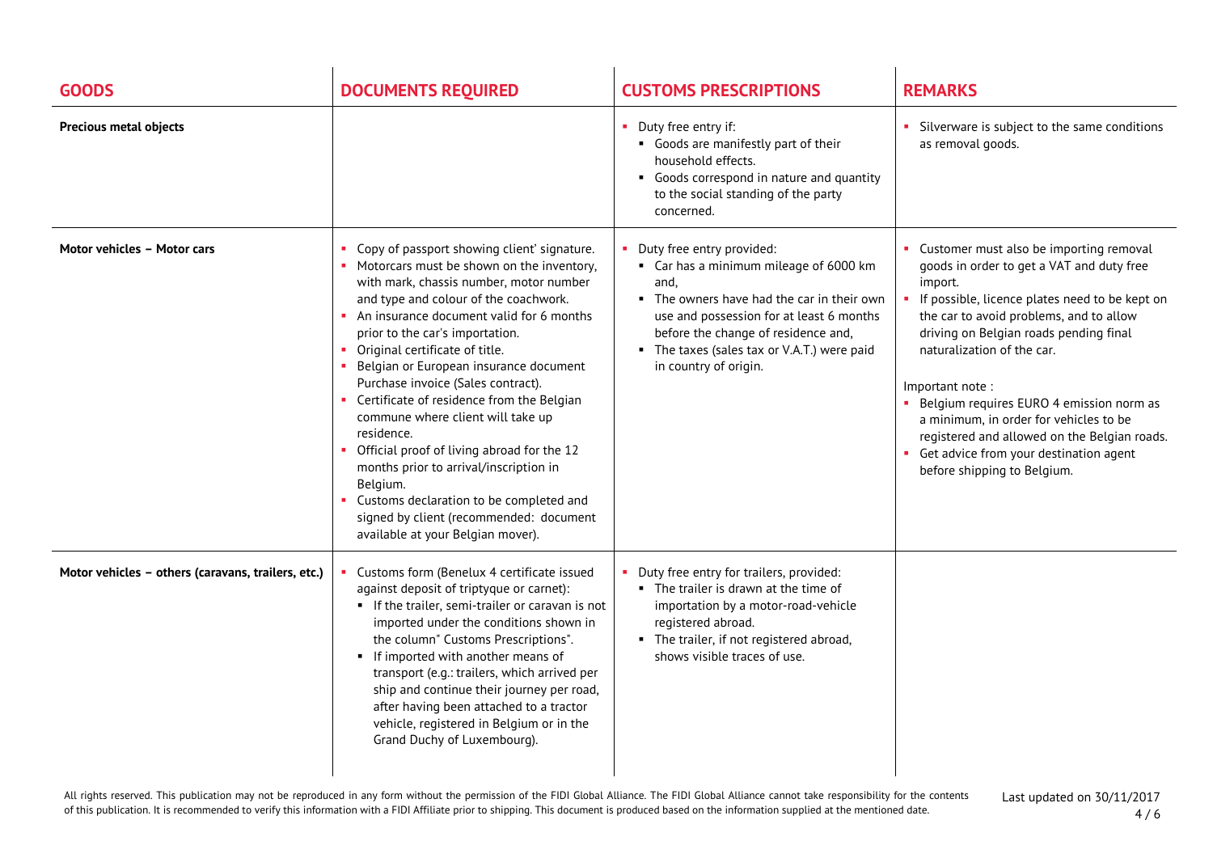| GOODS | DOCUMENTS REQUIRED | CUSTOMS PRESCRIPTIONS | REMARKS |
|---|---|---|---|
| **Precious metal objects** | | • Duty free entry if:<br>▪ Goods are manifestly part of their household effects.<br>▪ Goods correspond in nature and quantity to the social standing of the party concerned. | • Silverware is subject to the same conditions as removal goods. |
| **Motor vehicles – Motor cars** | • Copy of passport showing client' signature.<br>• Motorcars must be shown on the inventory, with mark, chassis number, motor number and type and colour of the coachwork.<br>• An insurance document valid for 6 months prior to the car's importation.<br>• Original certificate of title.<br>• Belgian or European insurance document Purchase invoice (Sales contract).<br>• Certificate of residence from the Belgian commune where client will take up residence.<br>• Official proof of living abroad for the 12 months prior to arrival/inscription in Belgium.<br>• Customs declaration to be completed and signed by client (recommended: document available at your Belgian mover). | • Duty free entry provided:<br>▪ Car has a minimum mileage of 6000 km and,<br>▪ The owners have had the car in their own use and possession for at least 6 months before the change of residence and,<br>▪ The taxes (sales tax or V.A.T.) were paid in country of origin. | • Customer must also be importing removal goods in order to get a VAT and duty free import.<br>• If possible, licence plates need to be kept on the car to avoid problems, and to allow driving on Belgian roads pending final naturalization of the car.<br><br>Important note :<br>• Belgium requires EURO 4 emission norm as a minimum, in order for vehicles to be registered and allowed on the Belgian roads.<br>• Get advice from your destination agent before shipping to Belgium. |
| **Motor vehicles – others (caravans, trailers, etc.)** | • Customs form (Benelux 4 certificate issued against deposit of triptyque or carnet):<br>▪ If the trailer, semi-trailer or caravan is not imported under the conditions shown in the column" Customs Prescriptions".<br>▪ If imported with another means of transport (e.g.: trailers, which arrived per ship and continue their journey per road, after having been attached to a tractor vehicle, registered in Belgium or in the Grand Duchy of Luxembourg). | • Duty free entry for trailers, provided:<br>▪ The trailer is drawn at the time of importation by a motor-road-vehicle registered abroad.<br>▪ The trailer, if not registered abroad, shows visible traces of use. | |

All rights reserved. This publication may not be reproduced in any form without the permission of the FIDI Global Alliance. The FIDI Global Alliance cannot take responsibility for the contents of this publication. It is recommended to verify this information with a FIDI Affiliate prior to shipping. This document is produced based on the information supplied at the mentioned date.

Last updated on 30/11/2017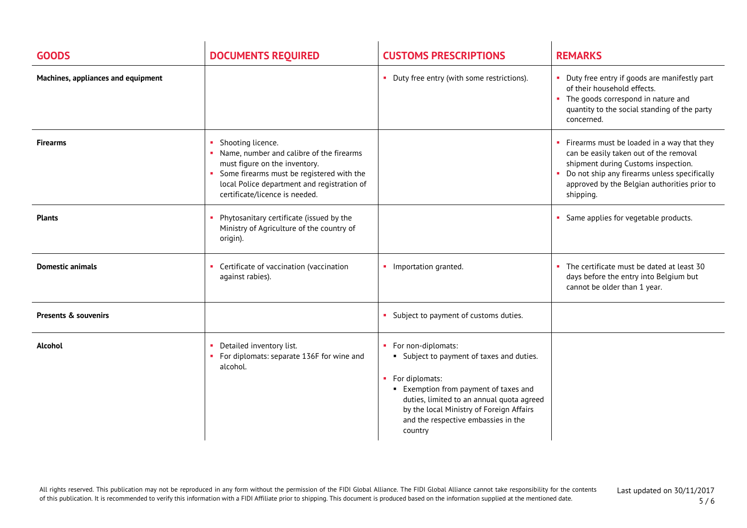| GOODS | DOCUMENTS REQUIRED | CUSTOMS PRESCRIPTIONS | REMARKS |
|---|---|---|---|
| **Machines, appliances and equipment** | | • Duty free entry (with some restrictions). | • Duty free entry if goods are manifestly part of their household effects.<br>• The goods correspond in nature and quantity to the social standing of the party concerned. |
| **Firearms** | • Shooting licence.<br>• Name, number and calibre of the firearms must figure on the inventory.<br>• Some firearms must be registered with the local Police department and registration of certificate/licence is needed. | | • Firearms must be loaded in a way that they can be easily taken out of the removal shipment during Customs inspection.<br>• Do not ship any firearms unless specifically approved by the Belgian authorities prior to shipping. |
| **Plants** | • Phytosanitary certificate (issued by the Ministry of Agriculture of the country of origin). | | • Same applies for vegetable products. |
| **Domestic animals** | • Certificate of vaccination (vaccination against rabies). | • Importation granted. | • The certificate must be dated at least 30 days before the entry into Belgium but cannot be older than 1 year. |
| **Presents & souvenirs** | | • Subject to payment of customs duties. | |
| **Alcohol** | • Detailed inventory list.<br>• For diplomats: separate 136F for wine and alcohol. | • For non-diplomats:<br>&nbsp;&nbsp;▪ Subject to payment of taxes and duties.<br>• For diplomats:<br>&nbsp;&nbsp;▪ Exemption from payment of taxes and duties, limited to an annual quota agreed by the local Ministry of Foreign Affairs and the respective embassies in the country | |

All rights reserved. This publication may not be reproduced in any form without the permission of the FIDI Global Alliance. The FIDI Global Alliance cannot take responsibility for the contents of this publication. It is recommended to verify this information with a FIDI Affiliate prior to shipping. This document is produced based on the information supplied at the mentioned date.

Last updated on 30/11/2017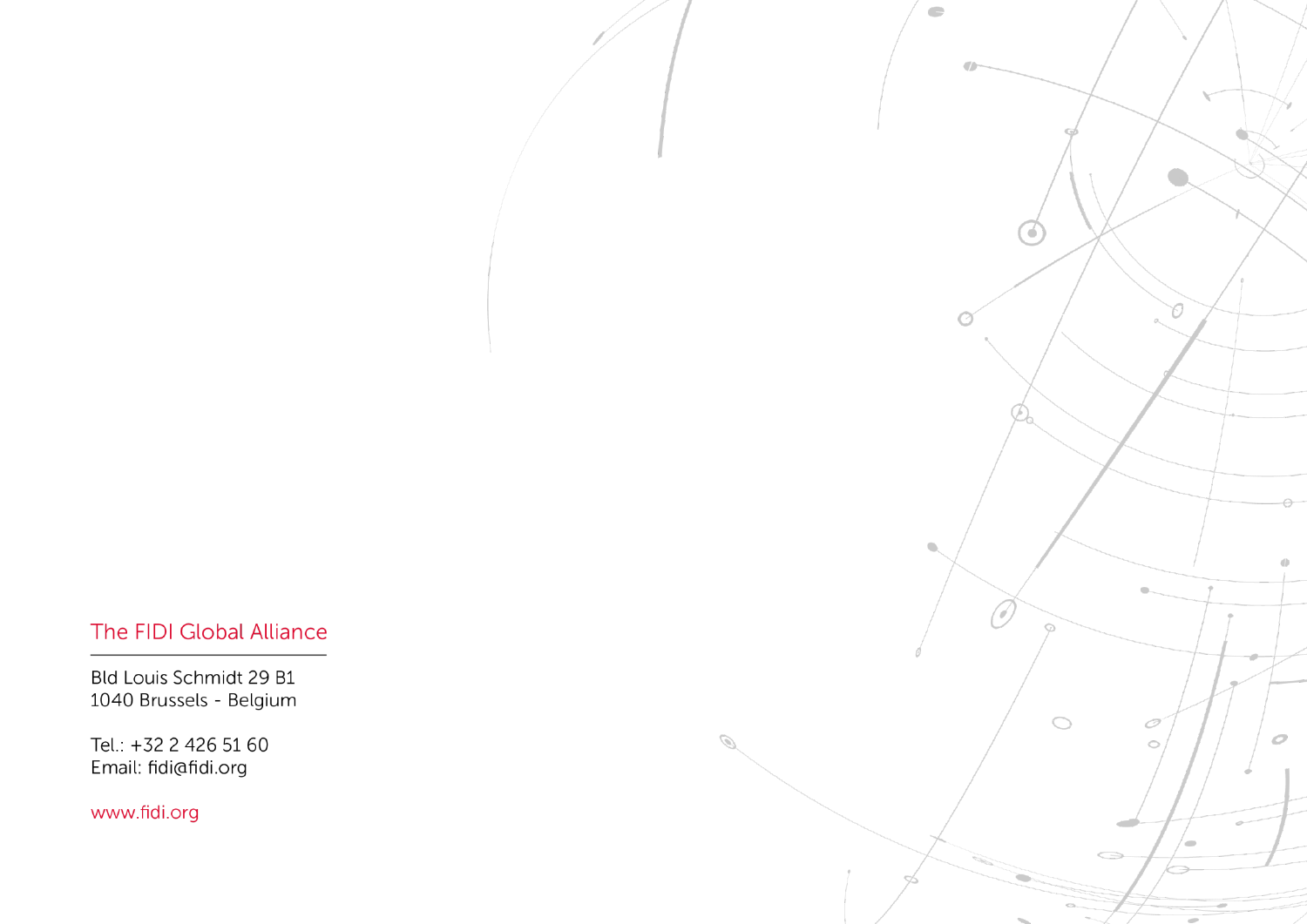The FIDI Global Alliance

Bld Louis Schmidt 29 B1
1040 Brussels - Belgium

Tel.: +32 2 426 51 60
Email: fidi@fidi.org

www.fidi.org